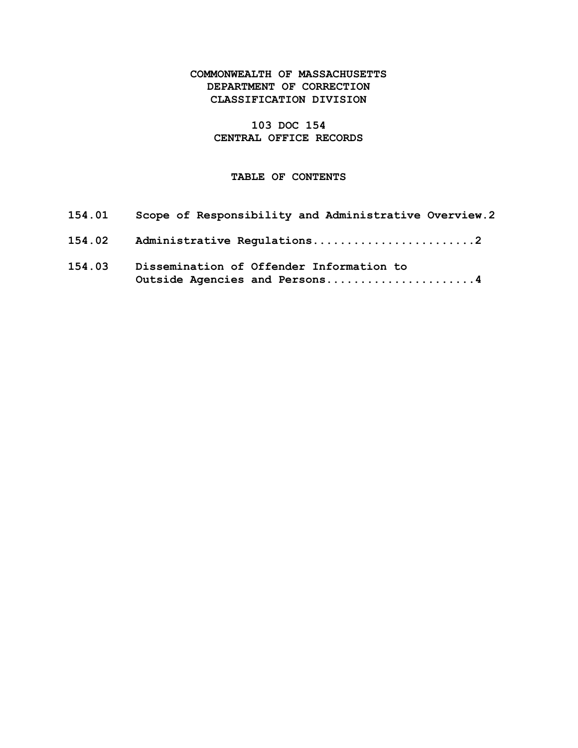**COMMONWEALTH OF MASSACHUSETTS**
**DEPARTMENT OF CORRECTION**
**CLASSIFICATION DIVISION**

# 103 DOC 154
# CENTRAL OFFICE RECORDS

## TABLE OF CONTENTS

**154.01 Scope of Responsibility and Administrative Overview.2**

**154.02 Administrative Regulations........................2**

**154.03 Dissemination of Offender Information to Outside Agencies and Persons......................4**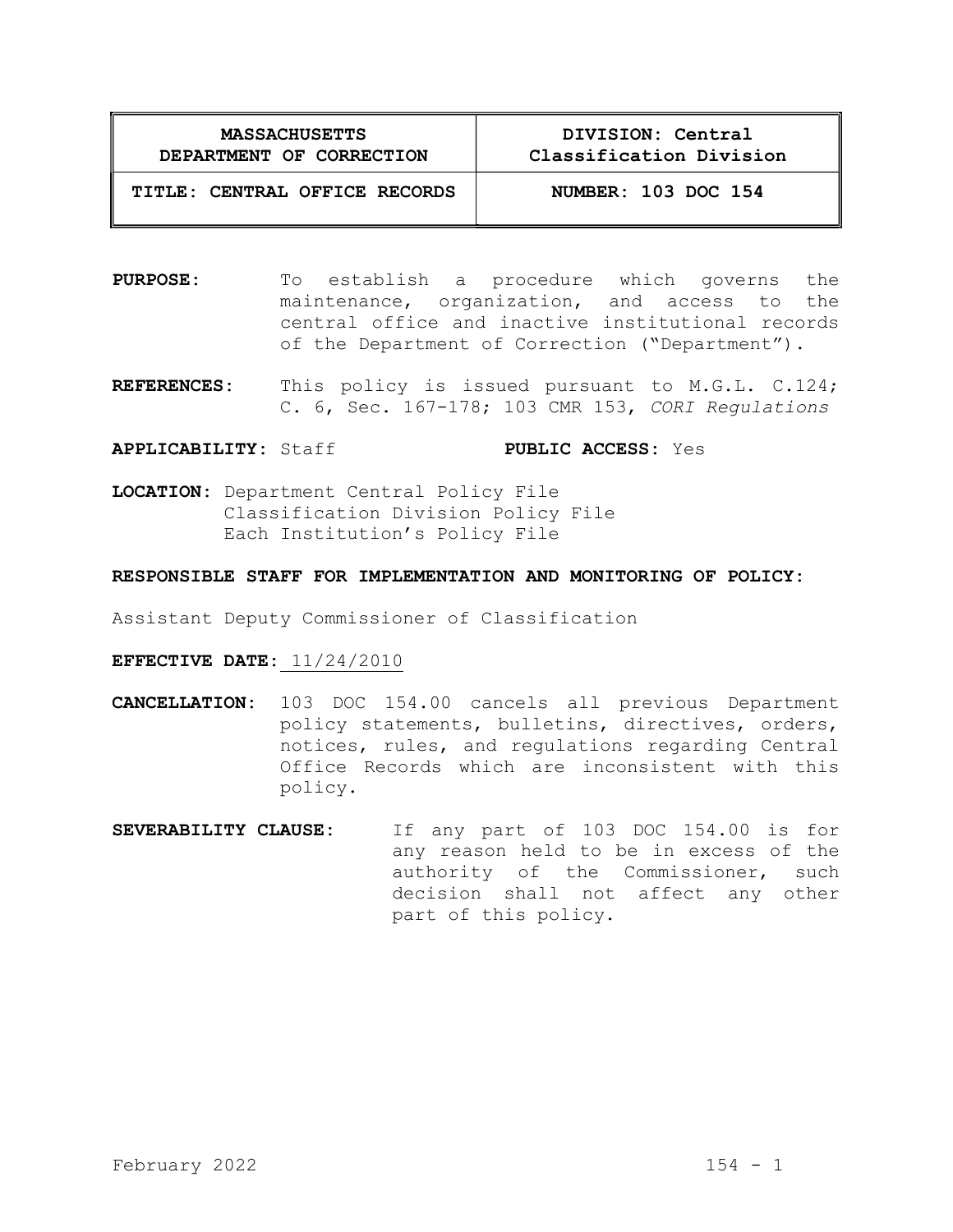| MASSACHUSETTS DEPARTMENT OF CORRECTION | DIVISION: Central Classification Division |
| --- | --- |
| TITLE: CENTRAL OFFICE RECORDS | NUMBER: 103 DOC 154 |

**PURPOSE:** To establish a procedure which governs the maintenance, organization, and access to the central office and inactive institutional records of the Department of Correction ("Department").

**REFERENCES:** This policy is issued pursuant to M.G.L. C.124; C. 6, Sec. 167-178; 103 CMR 153, *CORI Regulations*

**APPLICABILITY:** Staff **PUBLIC ACCESS:** Yes

**LOCATION:** Department Central Policy File
Classification Division Policy File
Each Institution's Policy File

**RESPONSIBLE STAFF FOR IMPLEMENTATION AND MONITORING OF POLICY:**

Assistant Deputy Commissioner of Classification

**EFFECTIVE DATE:** 11/24/2010

**CANCELLATION:** 103 DOC 154.00 cancels all previous Department policy statements, bulletins, directives, orders, notices, rules, and regulations regarding Central Office Records which are inconsistent with this policy.

**SEVERABILITY CLAUSE:** If any part of 103 DOC 154.00 is for any reason held to be in excess of the authority of the Commissioner, such decision shall not affect any other part of this policy.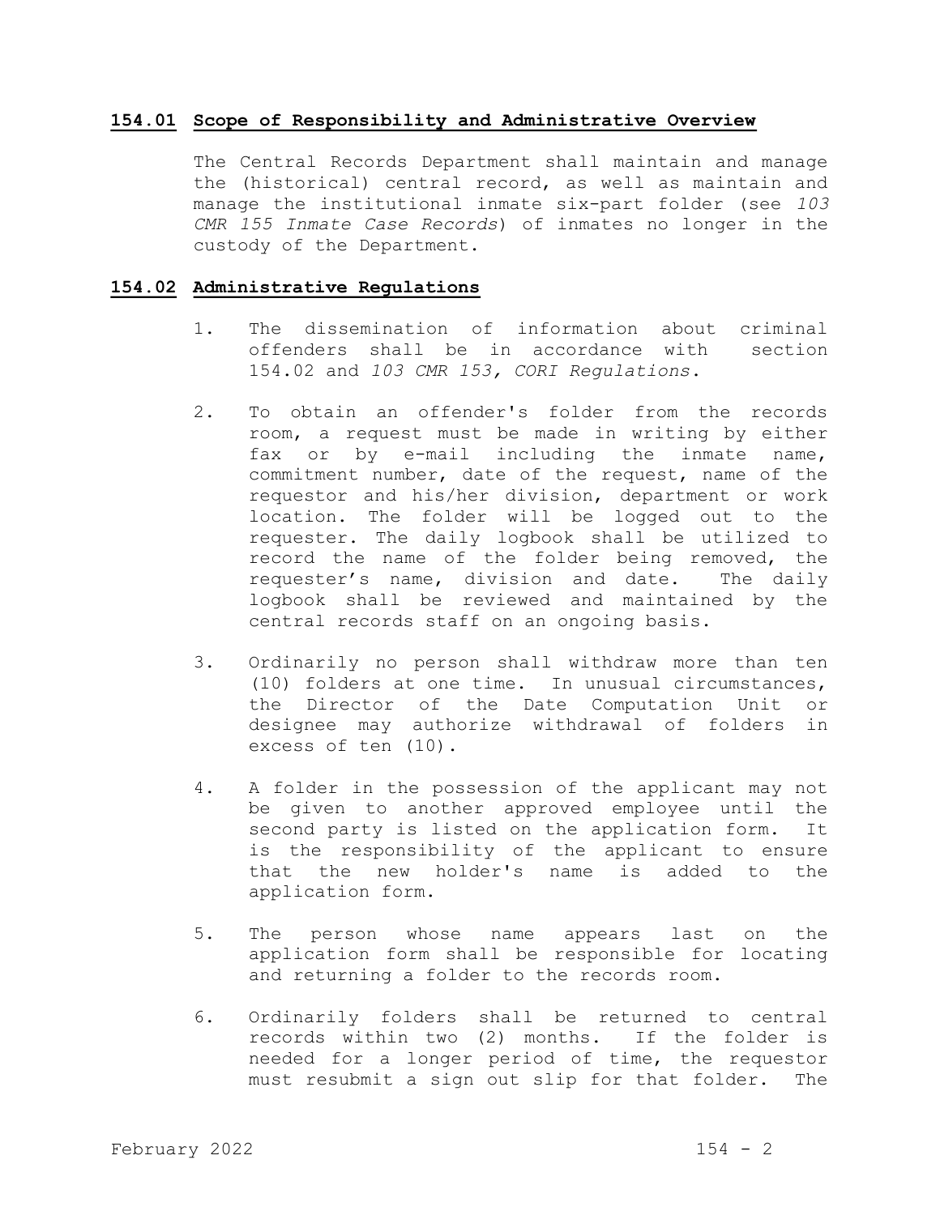## 154.01 Scope of Responsibility and Administrative Overview

The Central Records Department shall maintain and manage the (historical) central record, as well as maintain and manage the institutional inmate six-part folder (see *103 CMR 155 Inmate Case Records*) of inmates no longer in the custody of the Department.

## 154.02 Administrative Regulations

1. The dissemination of information about criminal offenders shall be in accordance with section 154.02 and *103 CMR 153, CORI Regulations*.

2. To obtain an offender's folder from the records room, a request must be made in writing by either fax or by e-mail including the inmate name, commitment number, date of the request, name of the requestor and his/her division, department or work location. The folder will be logged out to the requester. The daily logbook shall be utilized to record the name of the folder being removed, the requester's name, division and date. The daily logbook shall be reviewed and maintained by the central records staff on an ongoing basis.

3. Ordinarily no person shall withdraw more than ten (10) folders at one time. In unusual circumstances, the Director of the Date Computation Unit or designee may authorize withdrawal of folders in excess of ten (10).

4. A folder in the possession of the applicant may not be given to another approved employee until the second party is listed on the application form. It is the responsibility of the applicant to ensure that the new holder's name is added to the application form.

5. The person whose name appears last on the application form shall be responsible for locating and returning a folder to the records room.

6. Ordinarily folders shall be returned to central records within two (2) months. If the folder is needed for a longer period of time, the requestor must resubmit a sign out slip for that folder. The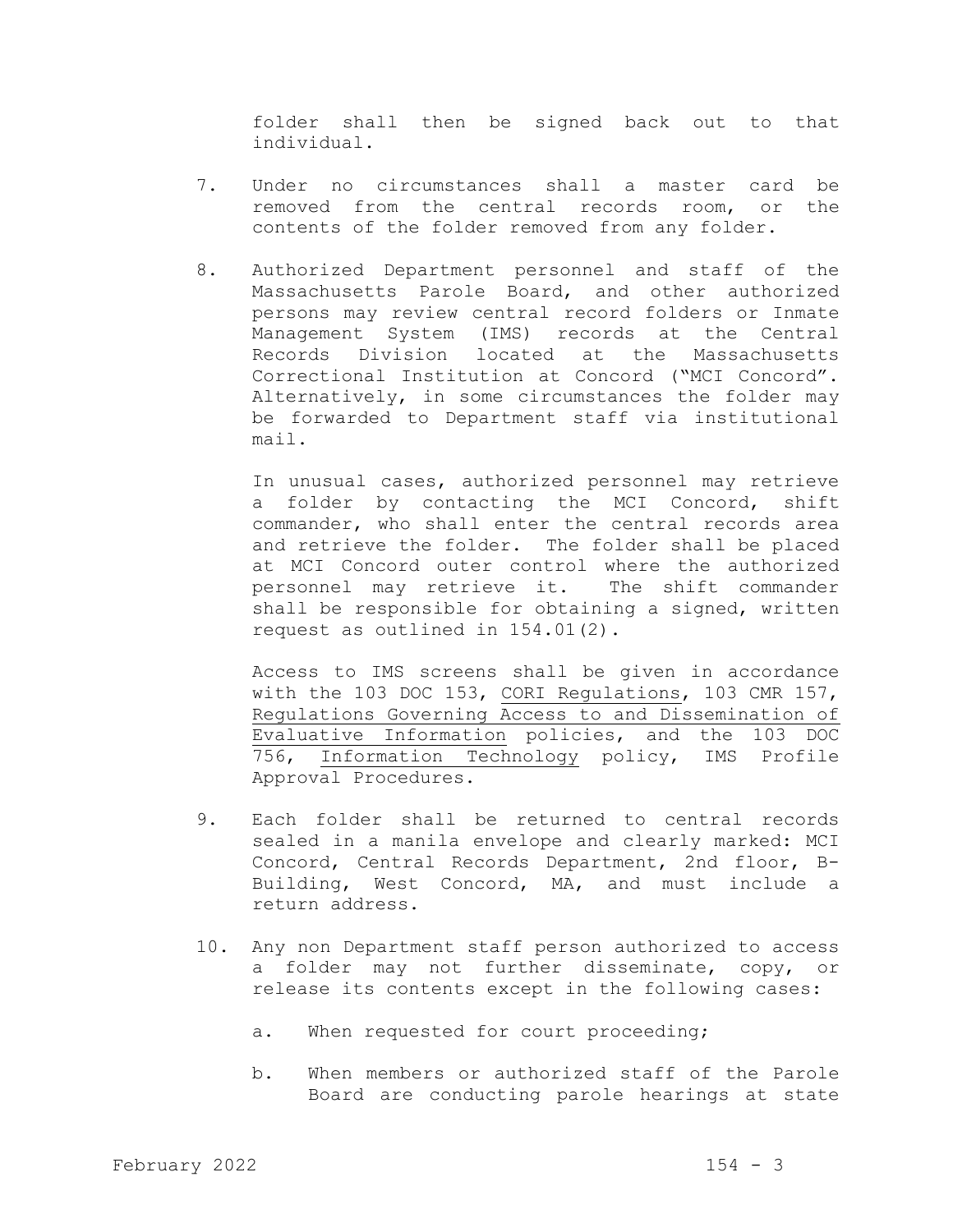folder shall then be signed back out to that individual.

7. Under no circumstances shall a master card be removed from the central records room, or the contents of the folder removed from any folder.

8. Authorized Department personnel and staff of the Massachusetts Parole Board, and other authorized persons may review central record folders or Inmate Management System (IMS) records at the Central Records Division located at the Massachusetts Correctional Institution at Concord ("MCI Concord". Alternatively, in some circumstances the folder may be forwarded to Department staff via institutional mail.

   In unusual cases, authorized personnel may retrieve a folder by contacting the MCI Concord, shift commander, who shall enter the central records area and retrieve the folder. The folder shall be placed at MCI Concord outer control where the authorized personnel may retrieve it. The shift commander shall be responsible for obtaining a signed, written request as outlined in 154.01(2).

   Access to IMS screens shall be given in accordance with the 103 DOC 153, <u>CORI Regulations</u>, 103 CMR 157, <u>Regulations Governing Access to and Dissemination of Evaluative Information</u> policies, and the 103 DOC 756, <u>Information Technology</u> policy, IMS Profile Approval Procedures.

9. Each folder shall be returned to central records sealed in a manila envelope and clearly marked: MCI Concord, Central Records Department, 2nd floor, B-Building, West Concord, MA, and must include a return address.

10. Any non Department staff person authorized to access a folder may not further disseminate, copy, or release its contents except in the following cases:

    a. When requested for court proceeding;

    b. When members or authorized staff of the Parole Board are conducting parole hearings at state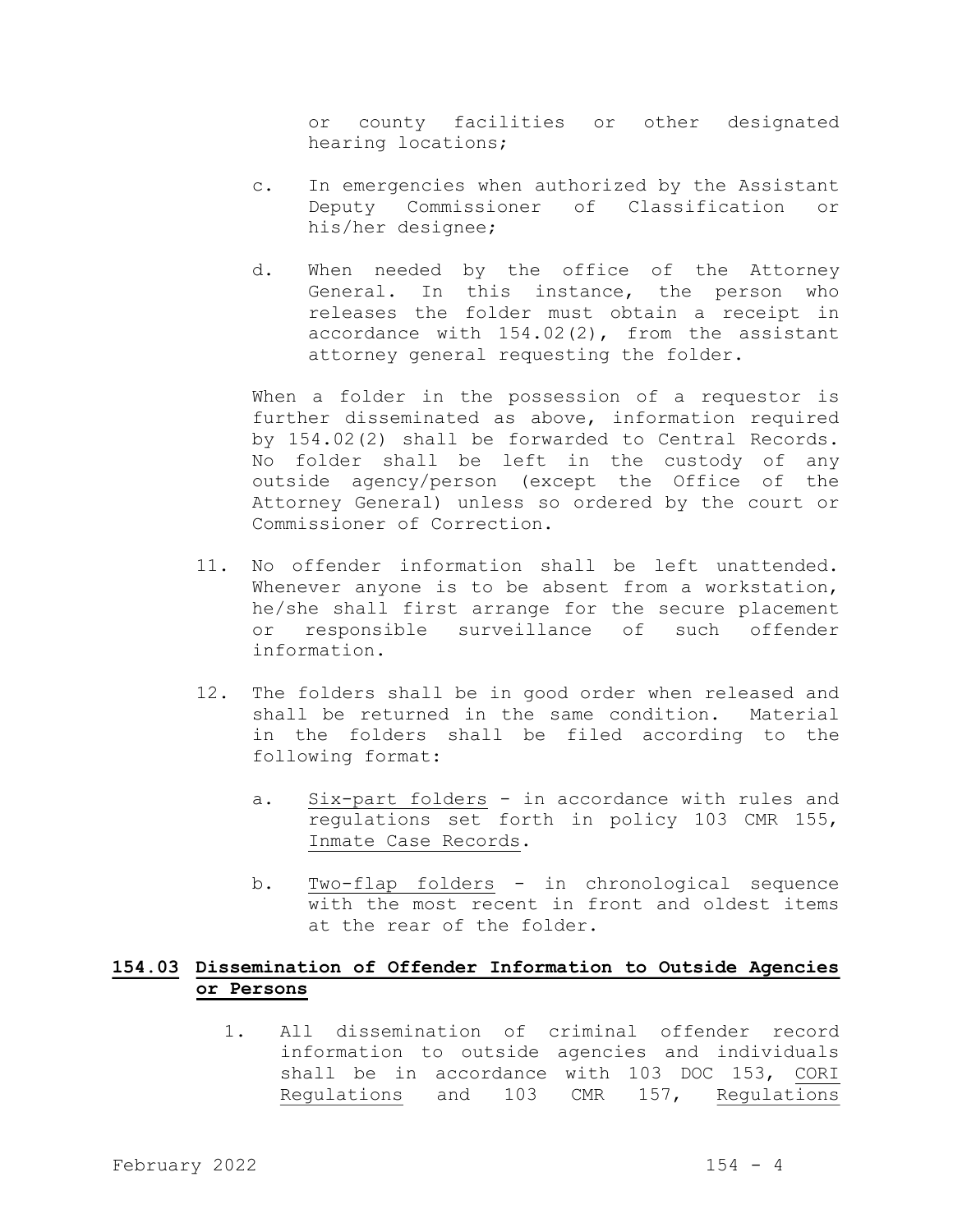or county facilities or other designated hearing locations;

c. In emergencies when authorized by the Assistant Deputy Commissioner of Classification or his/her designee;

d. When needed by the office of the Attorney General. In this instance, the person who releases the folder must obtain a receipt in accordance with 154.02(2), from the assistant attorney general requesting the folder.

When a folder in the possession of a requestor is further disseminated as above, information required by 154.02(2) shall be forwarded to Central Records. No folder shall be left in the custody of any outside agency/person (except the Office of the Attorney General) unless so ordered by the court or Commissioner of Correction.

11. No offender information shall be left unattended. Whenever anyone is to be absent from a workstation, he/she shall first arrange for the secure placement or responsible surveillance of such offender information.

12. The folders shall be in good order when released and shall be returned in the same condition. Material in the folders shall be filed according to the following format:

    a. Six-part folders - in accordance with rules and regulations set forth in policy 103 CMR 155, Inmate Case Records.

    b. Two-flap folders - in chronological sequence with the most recent in front and oldest items at the rear of the folder.

## 154.03 Dissemination of Offender Information to Outside Agencies or Persons

1. All dissemination of criminal offender record information to outside agencies and individuals shall be in accordance with 103 DOC 153, CORI Regulations and 103 CMR 157, Regulations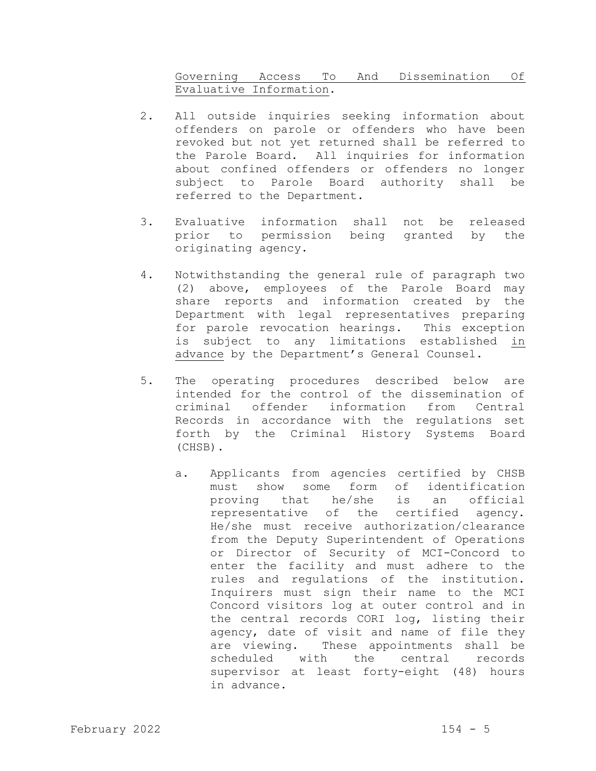Governing Access To And Dissemination Of Evaluative Information.

2. All outside inquiries seeking information about offenders on parole or offenders who have been revoked but not yet returned shall be referred to the Parole Board. All inquiries for information about confined offenders or offenders no longer subject to Parole Board authority shall be referred to the Department.

3. Evaluative information shall not be released prior to permission being granted by the originating agency.

4. Notwithstanding the general rule of paragraph two (2) above, employees of the Parole Board may share reports and information created by the Department with legal representatives preparing for parole revocation hearings. This exception is subject to any limitations established in advance by the Department's General Counsel.

5. The operating procedures described below are intended for the control of the dissemination of criminal offender information from Central Records in accordance with the regulations set forth by the Criminal History Systems Board (CHSB).

   a. Applicants from agencies certified by CHSB must show some form of identification proving that he/she is an official representative of the certified agency. He/she must receive authorization/clearance from the Deputy Superintendent of Operations or Director of Security of MCI-Concord to enter the facility and must adhere to the rules and regulations of the institution. Inquirers must sign their name to the MCI Concord visitors log at outer control and in the central records CORI log, listing their agency, date of visit and name of file they are viewing. These appointments shall be scheduled with the central records supervisor at least forty-eight (48) hours in advance.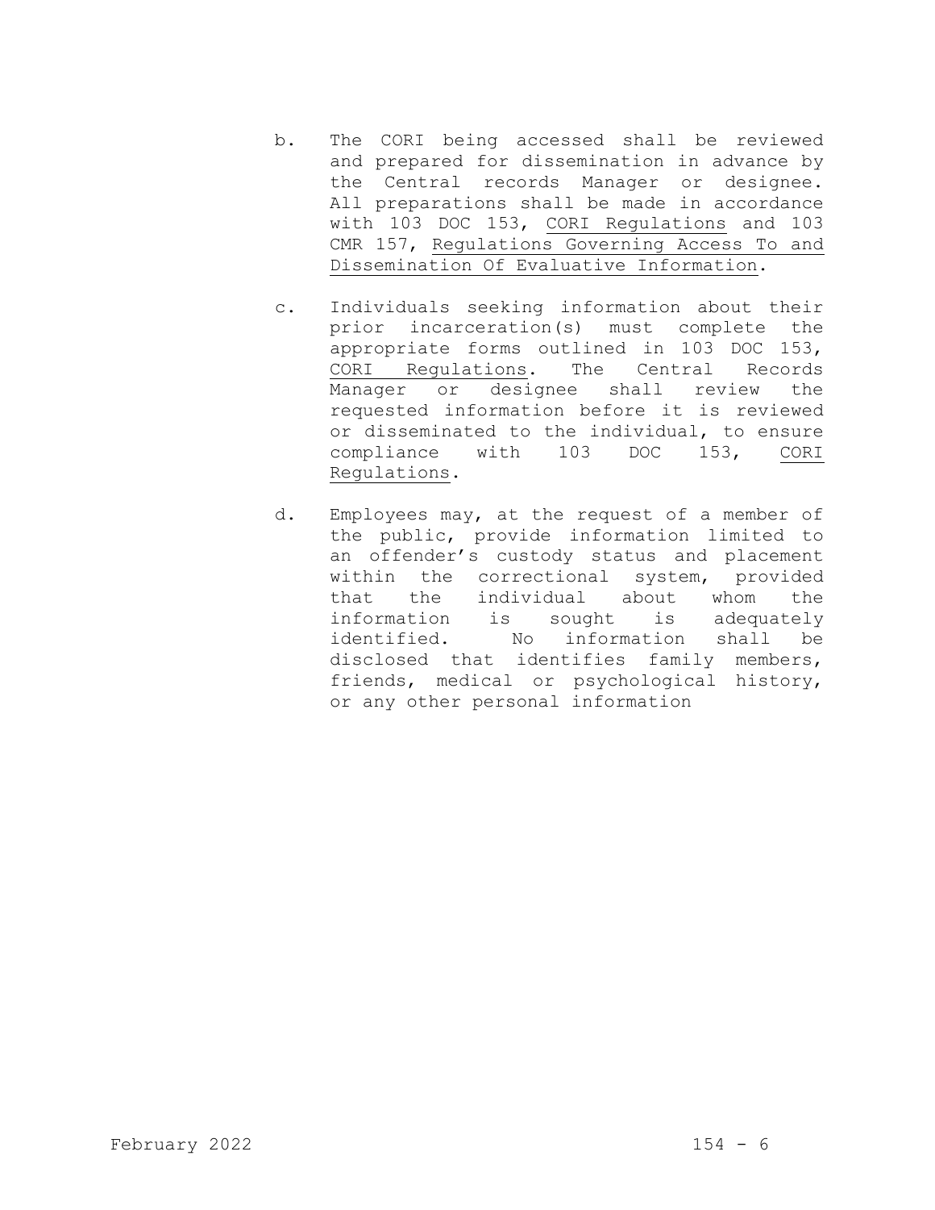b. The CORI being accessed shall be reviewed and prepared for dissemination in advance by the Central records Manager or designee. All preparations shall be made in accordance with 103 DOC 153, CORI Regulations and 103 CMR 157, Regulations Governing Access To and Dissemination Of Evaluative Information.

c. Individuals seeking information about their prior incarceration(s) must complete the appropriate forms outlined in 103 DOC 153, CORI Regulations. The Central Records Manager or designee shall review the requested information before it is reviewed or disseminated to the individual, to ensure compliance with 103 DOC 153, CORI Regulations.

d. Employees may, at the request of a member of the public, provide information limited to an offender's custody status and placement within the correctional system, provided that the individual about whom the information is sought is adequately identified. No information shall be disclosed that identifies family members, friends, medical or psychological history, or any other personal information